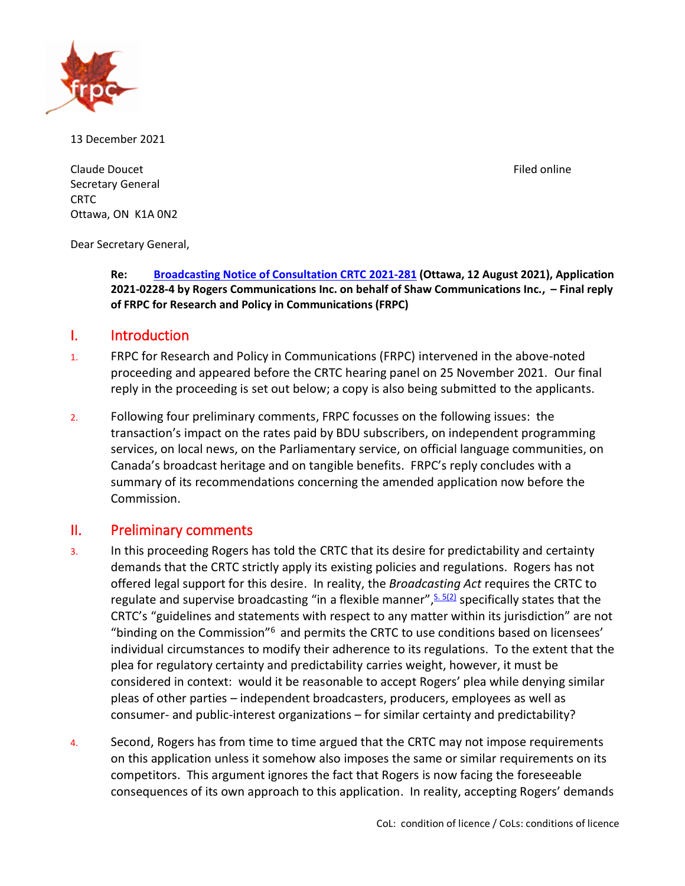13 December 2021

Claude Doucet
Secretary General
CRTC
Ottawa, ON  K1A 0N2

Filed online

Dear Secretary General,

**Re: Broadcasting Notice of Consultation CRTC 2021-281 (Ottawa, 12 August 2021), Application 2021-0228-4 by Rogers Communications Inc. on behalf of Shaw Communications Inc., – Final reply of FRPC for Research and Policy in Communications (FRPC)**

## I. Introduction

1. FRPC for Research and Policy in Communications (FRPC) intervened in the above-noted proceeding and appeared before the CRTC hearing panel on 25 November 2021. Our final reply in the proceeding is set out below; a copy is also being submitted to the applicants.

2. Following four preliminary comments, FRPC focusses on the following issues: the transaction's impact on the rates paid by BDU subscribers, on independent programming services, on local news, on the Parliamentary service, on official language communities, on Canada's broadcast heritage and on tangible benefits. FRPC's reply concludes with a summary of its recommendations concerning the amended application now before the Commission.

## II. Preliminary comments

3. In this proceeding Rogers has told the CRTC that its desire for predictability and certainty demands that the CRTC strictly apply its existing policies and regulations. Rogers has not offered legal support for this desire. In reality, the *Broadcasting Act* requires the CRTC to regulate and supervise broadcasting "in a flexible manner",[S. 5(2)] specifically states that the CRTC's "guidelines and statements with respect to any matter within its jurisdiction" are not "binding on the Commission"[6] and permits the CRTC to use conditions based on licensees' individual circumstances to modify their adherence to its regulations. To the extent that the plea for regulatory certainty and predictability carries weight, however, it must be considered in context: would it be reasonable to accept Rogers' plea while denying similar pleas of other parties – independent broadcasters, producers, employees as well as consumer- and public-interest organizations – for similar certainty and predictability?

4. Second, Rogers has from time to time argued that the CRTC may not impose requirements on this application unless it somehow also imposes the same or similar requirements on its competitors. This argument ignores the fact that Rogers is now facing the foreseeable consequences of its own approach to this application. In reality, accepting Rogers' demands

CoL: condition of licence / CoLs: conditions of licence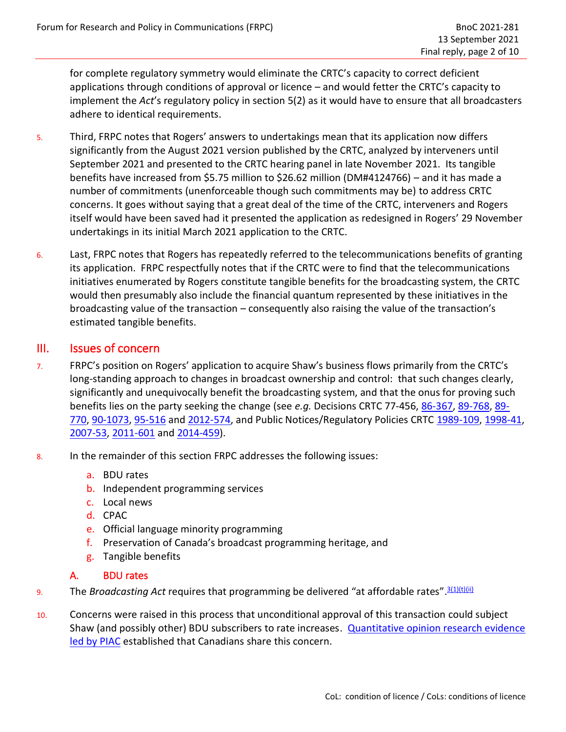for complete regulatory symmetry would eliminate the CRTC's capacity to correct deficient applications through conditions of approval or licence – and would fetter the CRTC's capacity to implement the *Act*'s regulatory policy in section 5(2) as it would have to ensure that all broadcasters adhere to identical requirements.

5. Third, FRPC notes that Rogers' answers to undertakings mean that its application now differs significantly from the August 2021 version published by the CRTC, analyzed by interveners until September 2021 and presented to the CRTC hearing panel in late November 2021. Its tangible benefits have increased from $5.75 million to $26.62 million (DM#4124766) – and it has made a number of commitments (unenforceable though such commitments may be) to address CRTC concerns. It goes without saying that a great deal of the time of the CRTC, interveners and Rogers itself would have been saved had it presented the application as redesigned in Rogers' 29 November undertakings in its initial March 2021 application to the CRTC.

6. Last, FRPC notes that Rogers has repeatedly referred to the telecommunications benefits of granting its application. FRPC respectfully notes that if the CRTC were to find that the telecommunications initiatives enumerated by Rogers constitute tangible benefits for the broadcasting system, the CRTC would then presumably also include the financial quantum represented by these initiatives in the broadcasting value of the transaction – consequently also raising the value of the transaction's estimated tangible benefits.

## III. Issues of concern

7. FRPC's position on Rogers' application to acquire Shaw's business flows primarily from the CRTC's long-standing approach to changes in broadcast ownership and control: that such changes clearly, significantly and unequivocally benefit the broadcasting system, and that the onus for proving such benefits lies on the party seeking the change (see *e.g.* Decisions CRTC 77-456, 86-367, 89-768, 89-770, 90-1073, 95-516 and 2012-574, and Public Notices/Regulatory Policies CRTC 1989-109, 1998-41, 2007-53, 2011-601 and 2014-459).

8. In the remainder of this section FRPC addresses the following issues:

   a. BDU rates
   b. Independent programming services
   c. Local news
   d. CPAC
   e. Official language minority programming
   f. Preservation of Canada's broadcast programming heritage, and
   g. Tangible benefits

### A. BDU rates

9. The *Broadcasting Act* requires that programming be delivered "at affordable rates".[3(1)(t)(ii)]

10. Concerns were raised in this process that unconditional approval of this transaction could subject Shaw (and possibly other) BDU subscribers to rate increases. Quantitative opinion research evidence led by PIAC established that Canadians share this concern.

CoL: condition of licence / CoLs: conditions of licence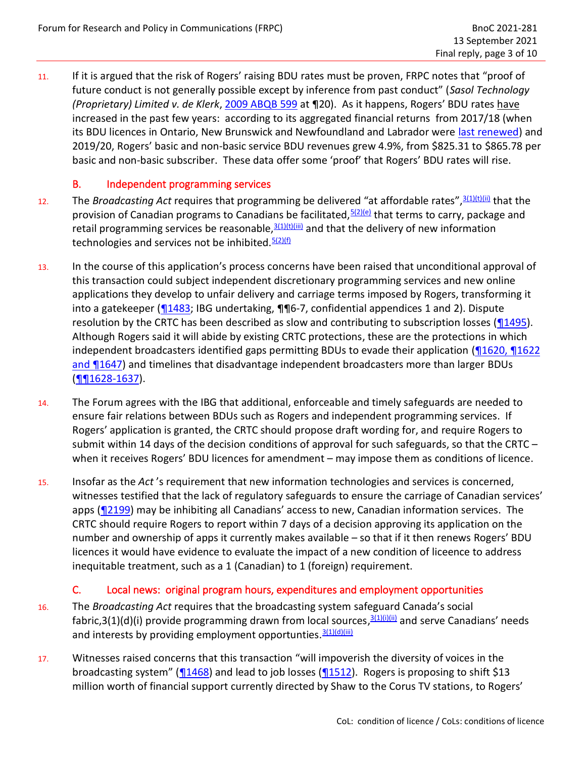11. If it is argued that the risk of Rogers' raising BDU rates must be proven, FRPC notes that "proof of future conduct is not generally possible except by inference from past conduct" (*Sasol Technology (Proprietary) Limited v. de Klerk*, 2009 ABQB 599 at ¶20). As it happens, Rogers' BDU rates have increased in the past few years: according to its aggregated financial returns from 2017/18 (when its BDU licences in Ontario, New Brunswick and Newfoundland and Labrador were last renewed) and 2019/20, Rogers' basic and non-basic service BDU revenues grew 4.9%, from $825.31 to $865.78 per basic and non-basic subscriber. These data offer some 'proof' that Rogers' BDU rates will rise.

### B. Independent programming services

12. The *Broadcasting Act* requires that programming be delivered "at affordable rates",[3(1)(t)(ii)] that the provision of Canadian programs to Canadians be facilitated,[5(2)(e)] that terms to carry, package and retail programming services be reasonable,[3(1)(t)(iii)] and that the delivery of new information technologies and services not be inhibited.[5(2)(f)]

13. In the course of this application's process concerns have been raised that unconditional approval of this transaction could subject independent discretionary programming services and new online applications they develop to unfair delivery and carriage terms imposed by Rogers, transforming it into a gatekeeper (¶1483; IBG undertaking, ¶¶6-7, confidential appendices 1 and 2). Dispute resolution by the CRTC has been described as slow and contributing to subscription losses (¶1495). Although Rogers said it will abide by existing CRTC protections, these are the protections in which independent broadcasters identified gaps permitting BDUs to evade their application (¶1620, ¶1622 and ¶1647) and timelines that disadvantage independent broadcasters more than larger BDUs (¶¶1628-1637).

14. The Forum agrees with the IBG that additional, enforceable and timely safeguards are needed to ensure fair relations between BDUs such as Rogers and independent programming services. If Rogers' application is granted, the CRTC should propose draft wording for, and require Rogers to submit within 14 days of the decision conditions of approval for such safeguards, so that the CRTC – when it receives Rogers' BDU licences for amendment – may impose them as conditions of licence.

15. Insofar as the *Act*'s requirement that new information technologies and services is concerned, witnesses testified that the lack of regulatory safeguards to ensure the carriage of Canadian services' apps (¶2199) may be inhibiting all Canadians' access to new, Canadian information services. The CRTC should require Rogers to report within 7 days of a decision approving its application on the number and ownership of apps it currently makes available – so that if it then renews Rogers' BDU licences it would have evidence to evaluate the impact of a new condition of licence to address inequitable treatment, such as a 1 (Canadian) to 1 (foreign) requirement.

### C. Local news: original program hours, expenditures and employment opportunities

16. The *Broadcasting Act* requires that the broadcasting system safeguard Canada's social fabric,3(1)(d)(i) provide programming drawn from local sources,[3(1)(i)(ii)] and serve Canadians' needs and interests by providing employment opportunities.[3(1)(d)(iii)]

17. Witnesses raised concerns that this transaction "will impoverish the diversity of voices in the broadcasting system" (¶1468) and lead to job losses (¶1512). Rogers is proposing to shift $13 million worth of financial support currently directed by Shaw to the Corus TV stations, to Rogers'

CoL: condition of licence / CoLs: conditions of licence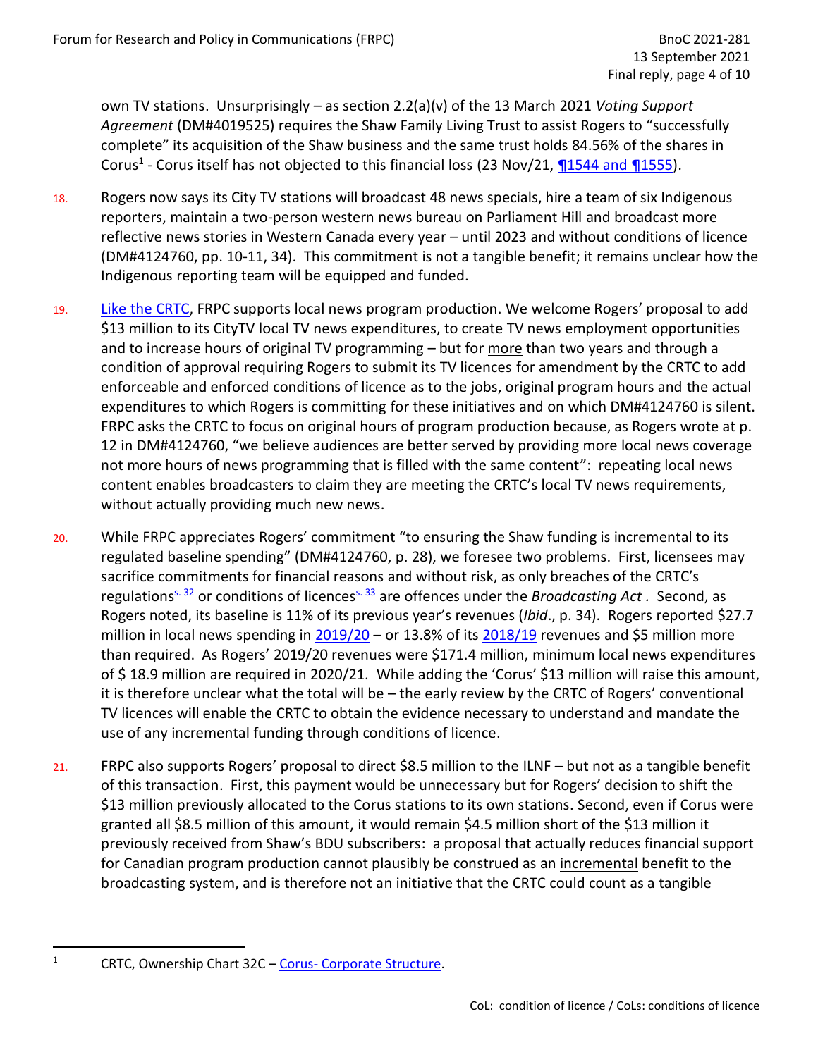own TV stations. Unsurprisingly – as section 2.2(a)(v) of the 13 March 2021 *Voting Support Agreement* (DM#4019525) requires the Shaw Family Living Trust to assist Rogers to "successfully complete" its acquisition of the Shaw business and the same trust holds 84.56% of the shares in Corus[1] - Corus itself has not objected to this financial loss (23 Nov/21, ¶1544 and ¶1555).

18. Rogers now says its City TV stations will broadcast 48 news specials, hire a team of six Indigenous reporters, maintain a two-person western news bureau on Parliament Hill and broadcast more reflective news stories in Western Canada every year – until 2023 and without conditions of licence (DM#4124760, pp. 10-11, 34). This commitment is not a tangible benefit; it remains unclear how the Indigenous reporting team will be equipped and funded.

19. Like the CRTC, FRPC supports local news program production. We welcome Rogers' proposal to add $13 million to its CityTV local TV news expenditures, to create TV news employment opportunities and to increase hours of original TV programming – but for more than two years and through a condition of approval requiring Rogers to submit its TV licences for amendment by the CRTC to add enforceable and enforced conditions of licence as to the jobs, original program hours and the actual expenditures to which Rogers is committing for these initiatives and on which DM#4124760 is silent. FRPC asks the CRTC to focus on original hours of program production because, as Rogers wrote at p. 12 in DM#4124760, "we believe audiences are better served by providing more local news coverage not more hours of news programming that is filled with the same content": repeating local news content enables broadcasters to claim they are meeting the CRTC's local TV news requirements, without actually providing much new news.

20. While FRPC appreciates Rogers' commitment "to ensuring the Shaw funding is incremental to its regulated baseline spending" (DM#4124760, p. 28), we foresee two problems. First, licensees may sacrifice commitments for financial reasons and without risk, as only breaches of the CRTC's regulations[s. 32] or conditions of licences[s. 33] are offences under the *Broadcasting Act*. Second, as Rogers noted, its baseline is 11% of its previous year's revenues (*Ibid*., p. 34). Rogers reported $27.7 million in local news spending in 2019/20 – or 13.8% of its 2018/19 revenues and $5 million more than required. As Rogers' 2019/20 revenues were $171.4 million, minimum local news expenditures of $ 18.9 million are required in 2020/21. While adding the 'Corus' $13 million will raise this amount, it is therefore unclear what the total will be – the early review by the CRTC of Rogers' conventional TV licences will enable the CRTC to obtain the evidence necessary to understand and mandate the use of any incremental funding through conditions of licence.

21. FRPC also supports Rogers' proposal to direct $8.5 million to the ILNF – but not as a tangible benefit of this transaction. First, this payment would be unnecessary but for Rogers' decision to shift the $13 million previously allocated to the Corus stations to its own stations. Second, even if Corus were granted all $8.5 million of this amount, it would remain $4.5 million short of the $13 million it previously received from Shaw's BDU subscribers: a proposal that actually reduces financial support for Canadian program production cannot plausibly be construed as an incremental benefit to the broadcasting system, and is therefore not an initiative that the CRTC could count as a tangible

[1] CRTC, Ownership Chart 32C – Corus- Corporate Structure.

CoL: condition of licence / CoLs: conditions of licence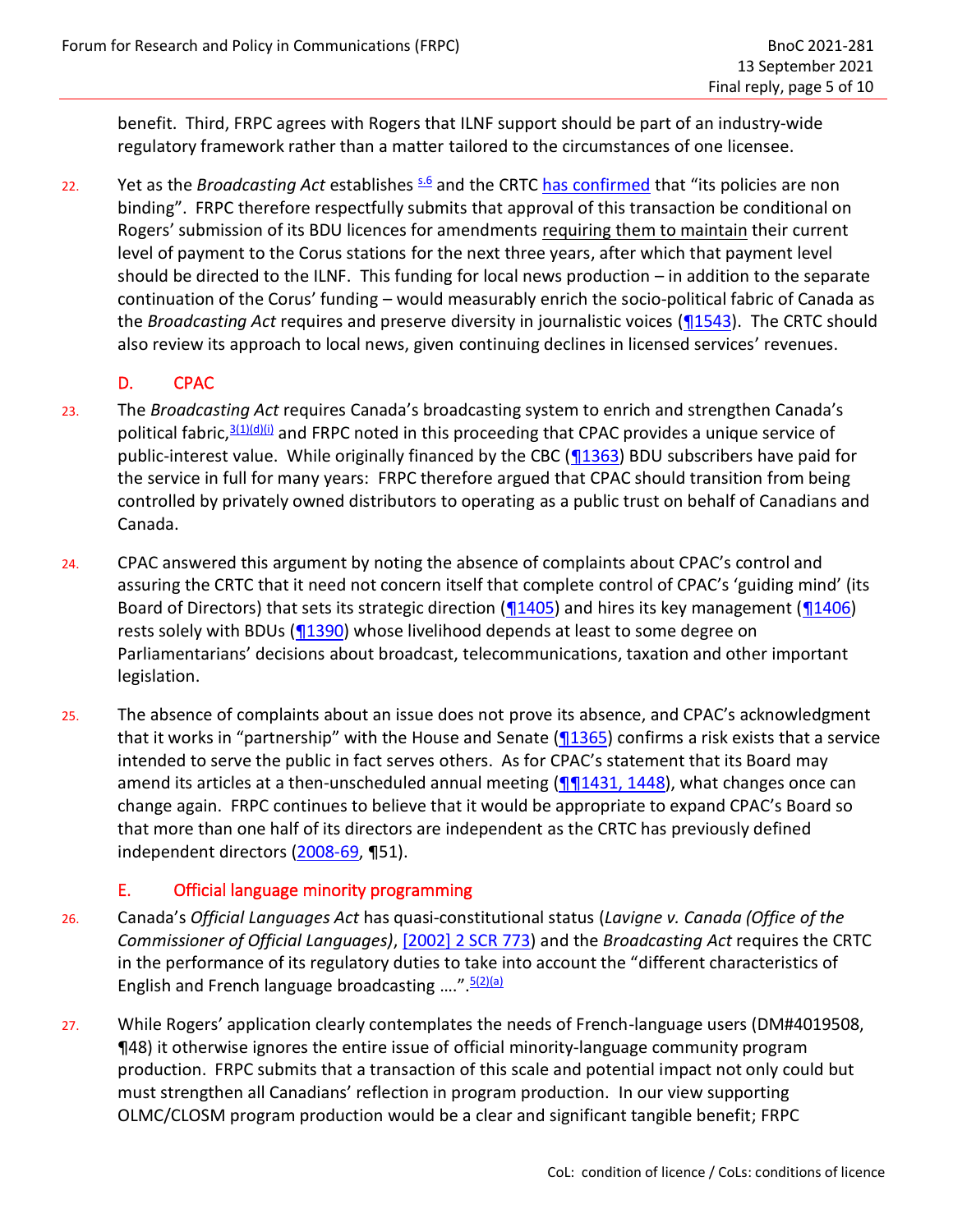benefit. Third, FRPC agrees with Rogers that ILNF support should be part of an industry-wide regulatory framework rather than a matter tailored to the circumstances of one licensee.

22. Yet as the *Broadcasting Act* establishes [s.6] and the CRTC has confirmed that "its policies are non binding". FRPC therefore respectfully submits that approval of this transaction be conditional on Rogers' submission of its BDU licences for amendments requiring them to maintain their current level of payment to the Corus stations for the next three years, after which that payment level should be directed to the ILNF. This funding for local news production – in addition to the separate continuation of the Corus' funding – would measurably enrich the socio-political fabric of Canada as the *Broadcasting Act* requires and preserve diversity in journalistic voices (¶1543). The CRTC should also review its approach to local news, given continuing declines in licensed services' revenues.

## D. CPAC

23. The *Broadcasting Act* requires Canada's broadcasting system to enrich and strengthen Canada's political fabric,[3(1)(d)(i)] and FRPC noted in this proceeding that CPAC provides a unique service of public-interest value. While originally financed by the CBC (¶1363) BDU subscribers have paid for the service in full for many years: FRPC therefore argued that CPAC should transition from being controlled by privately owned distributors to operating as a public trust on behalf of Canadians and Canada.

24. CPAC answered this argument by noting the absence of complaints about CPAC's control and assuring the CRTC that it need not concern itself that complete control of CPAC's 'guiding mind' (its Board of Directors) that sets its strategic direction (¶1405) and hires its key management (¶1406) rests solely with BDUs (¶1390) whose livelihood depends at least to some degree on Parliamentarians' decisions about broadcast, telecommunications, taxation and other important legislation.

25. The absence of complaints about an issue does not prove its absence, and CPAC's acknowledgment that it works in "partnership" with the House and Senate (¶1365) confirms a risk exists that a service intended to serve the public in fact serves others. As for CPAC's statement that its Board may amend its articles at a then-unscheduled annual meeting (¶¶1431, 1448), what changes once can change again. FRPC continues to believe that it would be appropriate to expand CPAC's Board so that more than one half of its directors are independent as the CRTC has previously defined independent directors (2008-69, ¶51).

## E. Official language minority programming

26. Canada's *Official Languages Act* has quasi-constitutional status (*Lavigne v. Canada (Office of the Commissioner of Official Languages)*, [2002] 2 SCR 773) and the *Broadcasting Act* requires the CRTC in the performance of its regulatory duties to take into account the "different characteristics of English and French language broadcasting ....".[5(2)(a)]

27. While Rogers' application clearly contemplates the needs of French-language users (DM#4019508, ¶48) it otherwise ignores the entire issue of official minority-language community program production. FRPC submits that a transaction of this scale and potential impact not only could but must strengthen all Canadians' reflection in program production. In our view supporting OLMC/CLOSM program production would be a clear and significant tangible benefit; FRPC

CoL: condition of licence / CoLs: conditions of licence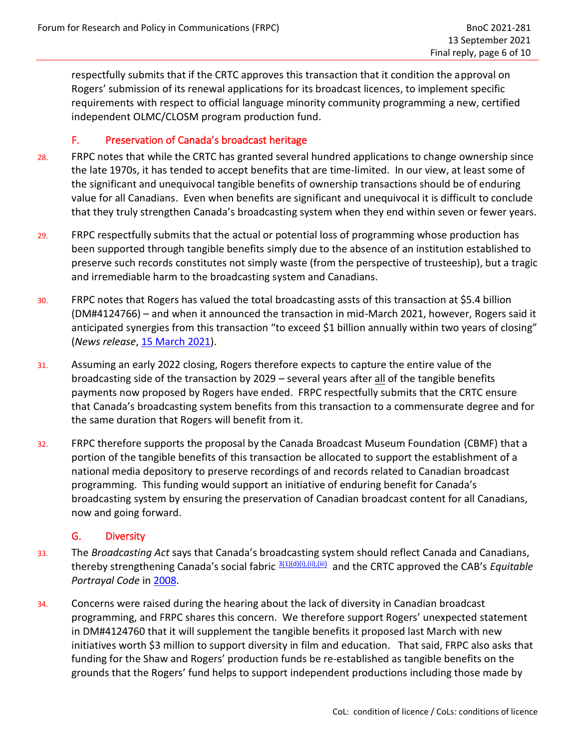respectfully submits that if the CRTC approves this transaction that it condition the approval on Rogers' submission of its renewal applications for its broadcast licences, to implement specific requirements with respect to official language minority community programming a new, certified independent OLMC/CLOSM program production fund.

### F. Preservation of Canada's broadcast heritage

28. FRPC notes that while the CRTC has granted several hundred applications to change ownership since the late 1970s, it has tended to accept benefits that are time-limited. In our view, at least some of the significant and unequivocal tangible benefits of ownership transactions should be of enduring value for all Canadians. Even when benefits are significant and unequivocal it is difficult to conclude that they truly strengthen Canada's broadcasting system when they end within seven or fewer years.

29. FRPC respectfully submits that the actual or potential loss of programming whose production has been supported through tangible benefits simply due to the absence of an institution established to preserve such records constitutes not simply waste (from the perspective of trusteeship), but a tragic and irremediable harm to the broadcasting system and Canadians.

30. FRPC notes that Rogers has valued the total broadcasting assts of this transaction at $5.4 billion (DM#4124766) – and when it announced the transaction in mid-March 2021, however, Rogers said it anticipated synergies from this transaction "to exceed $1 billion annually within two years of closing" (*News release*, 15 March 2021).

31. Assuming an early 2022 closing, Rogers therefore expects to capture the entire value of the broadcasting side of the transaction by 2029 – several years after all of the tangible benefits payments now proposed by Rogers have ended. FRPC respectfully submits that the CRTC ensure that Canada's broadcasting system benefits from this transaction to a commensurate degree and for the same duration that Rogers will benefit from it.

32. FRPC therefore supports the proposal by the Canada Broadcast Museum Foundation (CBMF) that a portion of the tangible benefits of this transaction be allocated to support the establishment of a national media depository to preserve recordings of and records related to Canadian broadcast programming. This funding would support an initiative of enduring benefit for Canada's broadcasting system by ensuring the preservation of Canadian broadcast content for all Canadians, now and going forward.

### G. Diversity

33. The *Broadcasting Act* says that Canada's broadcasting system should reflect Canada and Canadians, thereby strengthening Canada's social fabric [3(1)(d)(i),(ii),(iii)] and the CRTC approved the CAB's *Equitable Portrayal Code* in 2008.

34. Concerns were raised during the hearing about the lack of diversity in Canadian broadcast programming, and FRPC shares this concern. We therefore support Rogers' unexpected statement in DM#4124760 that it will supplement the tangible benefits it proposed last March with new initiatives worth $3 million to support diversity in film and education. That said, FRPC also asks that funding for the Shaw and Rogers' production funds be re-established as tangible benefits on the grounds that the Rogers' fund helps to support independent productions including those made by

CoL: condition of licence / CoLs: conditions of licence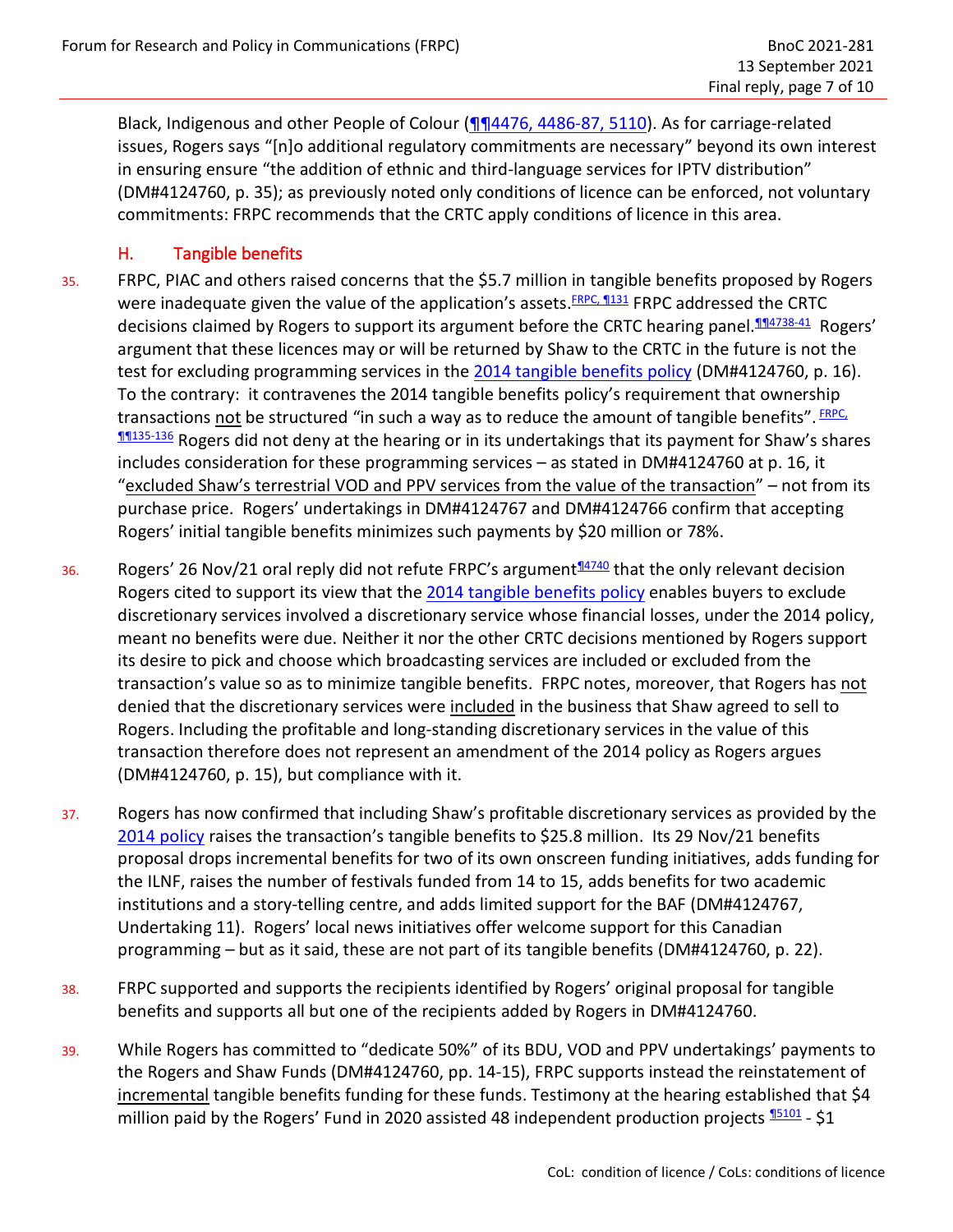Black, Indigenous and other People of Colour (¶¶4476, 4486-87, 5110). As for carriage-related issues, Rogers says "[n]o additional regulatory commitments are necessary" beyond its own interest in ensuring ensure "the addition of ethnic and third-language services for IPTV distribution" (DM#4124760, p. 35); as previously noted only conditions of licence can be enforced, not voluntary commitments: FRPC recommends that the CRTC apply conditions of licence in this area.

## H. Tangible benefits

35. FRPC, PIAC and others raised concerns that the $5.7 million in tangible benefits proposed by Rogers were inadequate given the value of the application's assets.[FRPC, ¶131] FRPC addressed the CRTC decisions claimed by Rogers to support its argument before the CRTC hearing panel.[¶¶4738-41] Rogers' argument that these licences may or will be returned by Shaw to the CRTC in the future is not the test for excluding programming services in the 2014 tangible benefits policy (DM#4124760, p. 16). To the contrary: it contravenes the 2014 tangible benefits policy's requirement that ownership transactions not be structured "in such a way as to reduce the amount of tangible benefits". [FRPC, ¶¶135-136] Rogers did not deny at the hearing or in its undertakings that its payment for Shaw's shares includes consideration for these programming services – as stated in DM#4124760 at p. 16, it "excluded Shaw's terrestrial VOD and PPV services from the value of the transaction" – not from its purchase price. Rogers' undertakings in DM#4124767 and DM#4124766 confirm that accepting Rogers' initial tangible benefits minimizes such payments by $20 million or 78%.

36. Rogers' 26 Nov/21 oral reply did not refute FRPC's argument[¶4740] that the only relevant decision Rogers cited to support its view that the 2014 tangible benefits policy enables buyers to exclude discretionary services involved a discretionary service whose financial losses, under the 2014 policy, meant no benefits were due. Neither it nor the other CRTC decisions mentioned by Rogers support its desire to pick and choose which broadcasting services are included or excluded from the transaction's value so as to minimize tangible benefits. FRPC notes, moreover, that Rogers has not denied that the discretionary services were included in the business that Shaw agreed to sell to Rogers. Including the profitable and long-standing discretionary services in the value of this transaction therefore does not represent an amendment of the 2014 policy as Rogers argues (DM#4124760, p. 15), but compliance with it.

37. Rogers has now confirmed that including Shaw's profitable discretionary services as provided by the 2014 policy raises the transaction's tangible benefits to $25.8 million. Its 29 Nov/21 benefits proposal drops incremental benefits for two of its own onscreen funding initiatives, adds funding for the ILNF, raises the number of festivals funded from 14 to 15, adds benefits for two academic institutions and a story-telling centre, and adds limited support for the BAF (DM#4124767, Undertaking 11). Rogers' local news initiatives offer welcome support for this Canadian programming – but as it said, these are not part of its tangible benefits (DM#4124760, p. 22).

38. FRPC supported and supports the recipients identified by Rogers' original proposal for tangible benefits and supports all but one of the recipients added by Rogers in DM#4124760.

39. While Rogers has committed to "dedicate 50%" of its BDU, VOD and PPV undertakings' payments to the Rogers and Shaw Funds (DM#4124760, pp. 14-15), FRPC supports instead the reinstatement of incremental tangible benefits funding for these funds. Testimony at the hearing established that $4 million paid by the Rogers' Fund in 2020 assisted 48 independent production projects [¶5101] - $1

CoL: condition of licence / CoLs: conditions of licence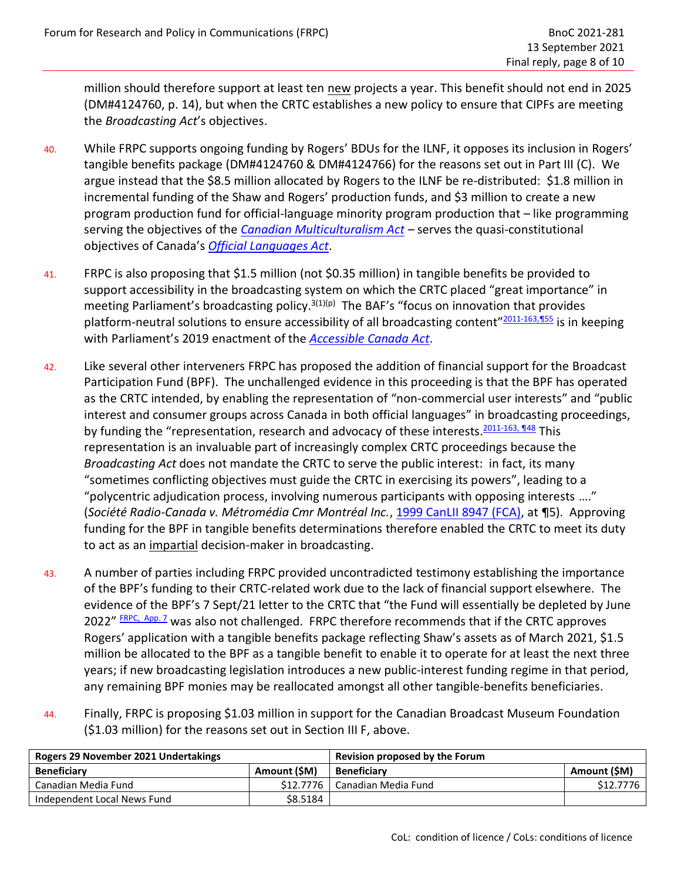million should therefore support at least ten new projects a year. This benefit should not end in 2025 (DM#4124760, p. 14), but when the CRTC establishes a new policy to ensure that CIPFs are meeting the *Broadcasting Act*'s objectives.

40. While FRPC supports ongoing funding by Rogers' BDUs for the ILNF, it opposes its inclusion in Rogers' tangible benefits package (DM#4124760 & DM#4124766) for the reasons set out in Part III (C). We argue instead that the $8.5 million allocated by Rogers to the ILNF be re-distributed: $1.8 million in incremental funding of the Shaw and Rogers' production funds, and $3 million to create a new program production fund for official-language minority program production that – like programming serving the objectives of the *Canadian Multiculturalism Act* – serves the quasi-constitutional objectives of Canada's *Official Languages Act*.

41. FRPC is also proposing that $1.5 million (not $0.35 million) in tangible benefits be provided to support accessibility in the broadcasting system on which the CRTC placed "great importance" in meeting Parliament's broadcasting policy.[3(1)(p)] The BAF's "focus on innovation that provides platform-neutral solutions to ensure accessibility of all broadcasting content"[2011-163,¶55] is in keeping with Parliament's 2019 enactment of the *Accessible Canada Act*.

42. Like several other interveners FRPC has proposed the addition of financial support for the Broadcast Participation Fund (BPF). The unchallenged evidence in this proceeding is that the BPF has operated as the CRTC intended, by enabling the representation of "non-commercial user interests" and "public interest and consumer groups across Canada in both official languages" in broadcasting proceedings, by funding the "representation, research and advocacy of these interests.[2011-163, ¶48] This representation is an invaluable part of increasingly complex CRTC proceedings because the *Broadcasting Act* does not mandate the CRTC to serve the public interest: in fact, its many "sometimes conflicting objectives must guide the CRTC in exercising its powers", leading to a "polycentric adjudication process, involving numerous participants with opposing interests …." (*Société Radio-Canada v. Métromédia Cmr Montréal Inc.*, 1999 CanLII 8947 (FCA), at ¶5). Approving funding for the BPF in tangible benefits determinations therefore enabled the CRTC to meet its duty to act as an impartial decision-maker in broadcasting.

43. A number of parties including FRPC provided uncontradicted testimony establishing the importance of the BPF's funding to their CRTC-related work due to the lack of financial support elsewhere. The evidence of the BPF's 7 Sept/21 letter to the CRTC that "the Fund will essentially be depleted by June 2022" [FRPC, App. 7] was also not challenged. FRPC therefore recommends that if the CRTC approves Rogers' application with a tangible benefits package reflecting Shaw's assets as of March 2021, $1.5 million be allocated to the BPF as a tangible benefit to enable it to operate for at least the next three years; if new broadcasting legislation introduces a new public-interest funding regime in that period, any remaining BPF monies may be reallocated amongst all other tangible-benefits beneficiaries.

44. Finally, FRPC is proposing $1.03 million in support for the Canadian Broadcast Museum Foundation ($1.03 million) for the reasons set out in Section III F, above.

| **Rogers 29 November 2021 Undertakings** | | **Revision proposed by the Forum** | |
|---|---|---|---|
| **Beneficiary** | **Amount ($M)** | **Beneficiary** | **Amount ($M)** |
| Canadian Media Fund | $12.7776 | Canadian Media Fund | $12.7776 |
| Independent Local News Fund | $8.5184 | | |

CoL: condition of licence / CoLs: conditions of licence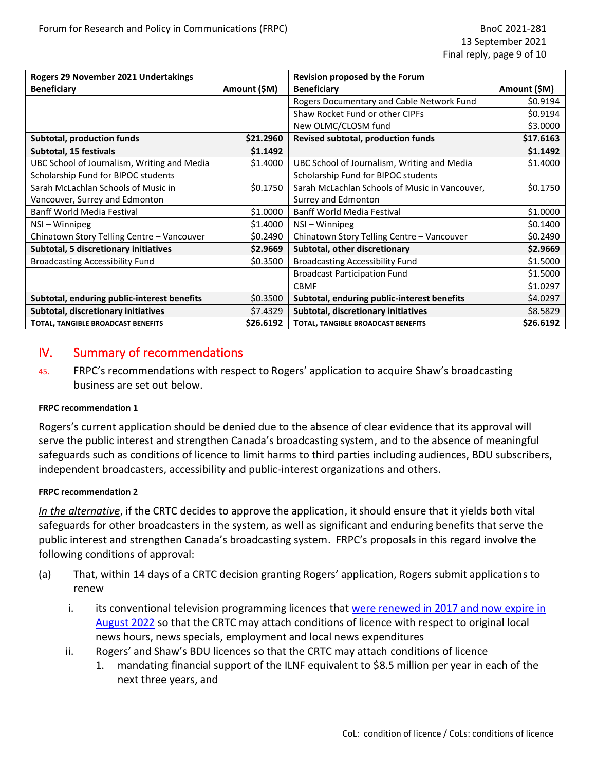| Rogers 29 November 2021 Undertakings | | Revision proposed by the Forum | |
|---|---|---|---|
| **Beneficiary** | **Amount ($M)** | **Beneficiary** | **Amount ($M)** |
| | | Rogers Documentary and Cable Network Fund | $0.9194 |
| | | Shaw Rocket Fund or other CIPFs | $0.9194 |
| | | New OLMC/CLOSM fund | $3.0000 |
| **Subtotal, production funds** | **$21.2960** | **Revised subtotal, production funds** | **$17.6163** |
| **Subtotal, 15 festivals** | **$1.1492** | | **$1.1492** |
| UBC School of Journalism, Writing and Media Scholarship Fund for BIPOC students | $1.4000 | UBC School of Journalism, Writing and Media Scholarship Fund for BIPOC students | $1.4000 |
| Sarah McLachlan Schools of Music in Vancouver, Surrey and Edmonton | $0.1750 | Sarah McLachlan Schools of Music in Vancouver, Surrey and Edmonton | $0.1750 |
| Banff World Media Festival | $1.0000 | Banff World Media Festival | $1.0000 |
| NSI – Winnipeg | $1.4000 | NSI – Winnipeg | $0.1400 |
| Chinatown Story Telling Centre – Vancouver | $0.2490 | Chinatown Story Telling Centre – Vancouver | $0.2490 |
| **Subtotal, 5 discretionary initiatives** | **$2.9669** | **Subtotal, other discretionary** | **$2.9669** |
| Broadcasting Accessibility Fund | $0.3500 | Broadcasting Accessibility Fund | $1.5000 |
| | | Broadcast Participation Fund | $1.5000 |
| | | CBMF | $1.0297 |
| **Subtotal, enduring public-interest benefits** | $0.3500 | **Subtotal, enduring public-interest benefits** | $4.0297 |
| **Subtotal, discretionary initiatives** | $7.4329 | **Subtotal, discretionary initiatives** | $8.5829 |
| **TOTAL, TANGIBLE BROADCAST BENEFITS** | **$26.6192** | **TOTAL, TANGIBLE BROADCAST BENEFITS** | **$26.6192** |

## IV. Summary of recommendations

45. FRPC's recommendations with respect to Rogers' application to acquire Shaw's broadcasting business are set out below.

**FRPC recommendation 1**

Rogers's current application should be denied due to the absence of clear evidence that its approval will serve the public interest and strengthen Canada's broadcasting system, and to the absence of meaningful safeguards such as conditions of licence to limit harms to third parties including audiences, BDU subscribers, independent broadcasters, accessibility and public-interest organizations and others.

**FRPC recommendation 2**

*In the alternative*, if the CRTC decides to approve the application, it should ensure that it yields both vital safeguards for other broadcasters in the system, as well as significant and enduring benefits that serve the public interest and strengthen Canada's broadcasting system. FRPC's proposals in this regard involve the following conditions of approval:

(a) That, within 14 days of a CRTC decision granting Rogers' application, Rogers submit applications to renew

   i. its conventional television programming licences that were renewed in 2017 and now expire in August 2022 so that the CRTC may attach conditions of licence with respect to original local news hours, news specials, employment and local news expenditures

   ii. Rogers' and Shaw's BDU licences so that the CRTC may attach conditions of licence

      1. mandating financial support of the ILNF equivalent to $8.5 million per year in each of the next three years, and

CoL: condition of licence / CoLs: conditions of licence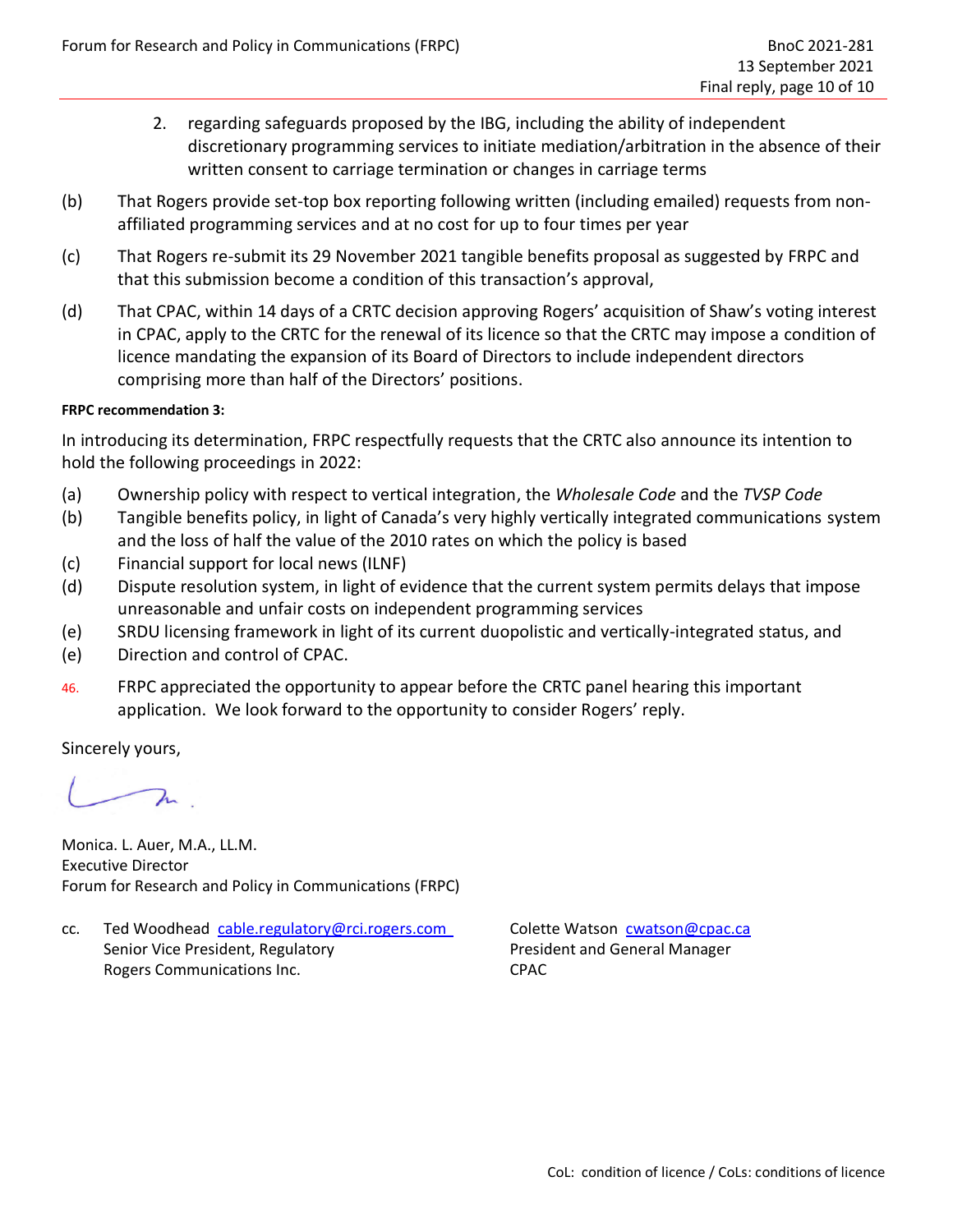2. regarding safeguards proposed by the IBG, including the ability of independent discretionary programming services to initiate mediation/arbitration in the absence of their written consent to carriage termination or changes in carriage terms

(b) That Rogers provide set-top box reporting following written (including emailed) requests from non-affiliated programming services and at no cost for up to four times per year

(c) That Rogers re-submit its 29 November 2021 tangible benefits proposal as suggested by FRPC and that this submission become a condition of this transaction's approval,

(d) That CPAC, within 14 days of a CRTC decision approving Rogers' acquisition of Shaw's voting interest in CPAC, apply to the CRTC for the renewal of its licence so that the CRTC may impose a condition of licence mandating the expansion of its Board of Directors to include independent directors comprising more than half of the Directors' positions.

**FRPC recommendation 3:**

In introducing its determination, FRPC respectfully requests that the CRTC also announce its intention to hold the following proceedings in 2022:

(a) Ownership policy with respect to vertical integration, the *Wholesale Code* and the *TVSP Code*
(b) Tangible benefits policy, in light of Canada's very highly vertically integrated communications system and the loss of half the value of the 2010 rates on which the policy is based
(c) Financial support for local news (ILNF)
(d) Dispute resolution system, in light of evidence that the current system permits delays that impose unreasonable and unfair costs on independent programming services
(e) SRDU licensing framework in light of its current duopolistic and vertically-integrated status, and
(e) Direction and control of CPAC.

46. FRPC appreciated the opportunity to appear before the CRTC panel hearing this important application. We look forward to the opportunity to consider Rogers' reply.

Sincerely yours,

Monica. L. Auer, M.A., LL.M.
Executive Director
Forum for Research and Policy in Communications (FRPC)

cc. Ted Woodhead cable.regulatory@rci.rogers.com
Senior Vice President, Regulatory
Rogers Communications Inc.

Colette Watson cwatson@cpac.ca
President and General Manager
CPAC

CoL: condition of licence / CoLs: conditions of licence